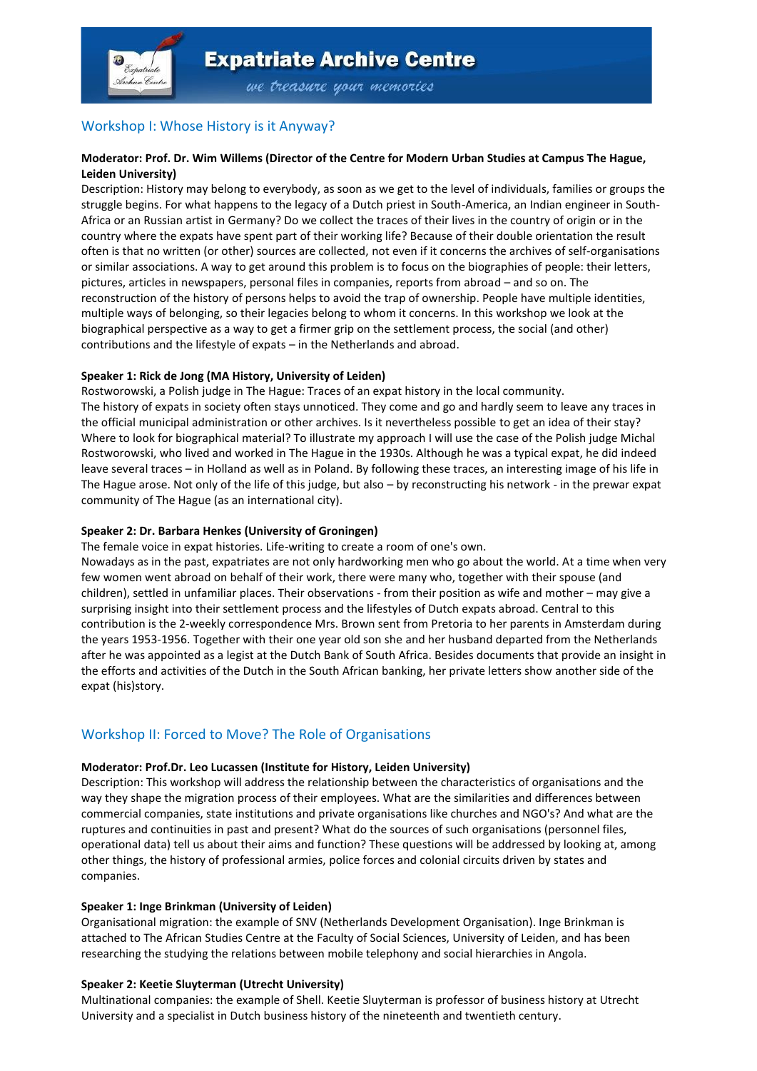# Expatriate Archive Centre

*we treasure your memories*

## Workshop I: Whose History is it Anyway?

**Moderator: Prof. Dr. Wim Willems (Director of the Centre for Modern Urban Studies at Campus The Hague, Leiden University)**

Description: History may belong to everybody, as soon as we get to the level of individuals, families or groups the struggle begins. For what happens to the legacy of a Dutch priest in South-America, an Indian engineer in South-Africa or an Russian artist in Germany? Do we collect the traces of their lives in the country of origin or in the country where the expats have spent part of their working life? Because of their double orientation the result often is that no written (or other) sources are collected, not even if it concerns the archives of self-organisations or similar associations. A way to get around this problem is to focus on the biographies of people: their letters, pictures, articles in newspapers, personal files in companies, reports from abroad – and so on. The reconstruction of the history of persons helps to avoid the trap of ownership. People have multiple identities, multiple ways of belonging, so their legacies belong to whom it concerns. In this workshop we look at the biographical perspective as a way to get a firmer grip on the settlement process, the social (and other) contributions and the lifestyle of expats – in the Netherlands and abroad.

**Speaker 1: Rick de Jong (MA History, University of Leiden)**

Rostworowski, a Polish judge in The Hague: Traces of an expat history in the local community.

The history of expats in society often stays unnoticed. They come and go and hardly seem to leave any traces in the official municipal administration or other archives. Is it nevertheless possible to get an idea of their stay? Where to look for biographical material? To illustrate my approach I will use the case of the Polish judge Michal Rostworowski, who lived and worked in The Hague in the 1930s. Although he was a typical expat, he did indeed leave several traces – in Holland as well as in Poland. By following these traces, an interesting image of his life in The Hague arose. Not only of the life of this judge, but also – by reconstructing his network - in the prewar expat community of The Hague (as an international city).

**Speaker 2: Dr. Barbara Henkes (University of Groningen)**

The female voice in expat histories. Life-writing to create a room of one's own.

Nowadays as in the past, expatriates are not only hardworking men who go about the world. At a time when very few women went abroad on behalf of their work, there were many who, together with their spouse (and children), settled in unfamiliar places. Their observations - from their position as wife and mother – may give a surprising insight into their settlement process and the lifestyles of Dutch expats abroad. Central to this contribution is the 2-weekly correspondence Mrs. Brown sent from Pretoria to her parents in Amsterdam during the years 1953-1956. Together with their one year old son she and her husband departed from the Netherlands after he was appointed as a legist at the Dutch Bank of South Africa. Besides documents that provide an insight in the efforts and activities of the Dutch in the South African banking, her private letters show another side of the expat (his)story.

## Workshop II: Forced to Move? The Role of Organisations

**Moderator: Prof.Dr. Leo Lucassen (Institute for History, Leiden University)**

Description: This workshop will address the relationship between the characteristics of organisations and the way they shape the migration process of their employees. What are the similarities and differences between commercial companies, state institutions and private organisations like churches and NGO's? And what are the ruptures and continuities in past and present? What do the sources of such organisations (personnel files, operational data) tell us about their aims and function? These questions will be addressed by looking at, among other things, the history of professional armies, police forces and colonial circuits driven by states and companies.

**Speaker 1: Inge Brinkman (University of Leiden)**

Organisational migration: the example of SNV (Netherlands Development Organisation). Inge Brinkman is attached to The African Studies Centre at the Faculty of Social Sciences, University of Leiden, and has been researching the studying the relations between mobile telephony and social hierarchies in Angola.

**Speaker 2: Keetie Sluyterman (Utrecht University)**

Multinational companies: the example of Shell. Keetie Sluyterman is professor of business history at Utrecht University and a specialist in Dutch business history of the nineteenth and twentieth century.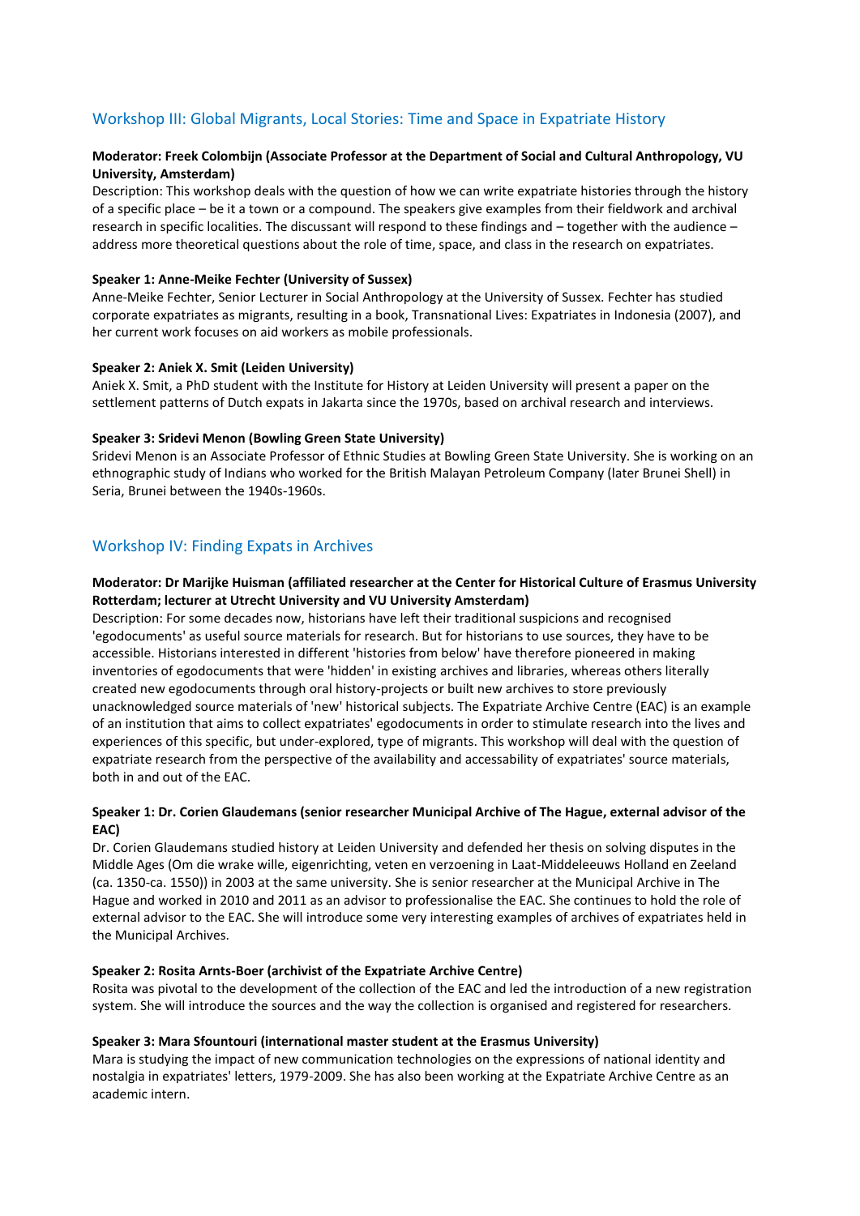## Workshop III: Global Migrants, Local Stories: Time and Space in Expatriate History

**Moderator: Freek Colombijn (Associate Professor at the Department of Social and Cultural Anthropology, VU University, Amsterdam)**

Description: This workshop deals with the question of how we can write expatriate histories through the history of a specific place – be it a town or a compound. The speakers give examples from their fieldwork and archival research in specific localities. The discussant will respond to these findings and – together with the audience – address more theoretical questions about the role of time, space, and class in the research on expatriates.

**Speaker 1: Anne-Meike Fechter (University of Sussex)**

Anne-Meike Fechter, Senior Lecturer in Social Anthropology at the University of Sussex. Fechter has studied corporate expatriates as migrants, resulting in a book, Transnational Lives: Expatriates in Indonesia (2007), and her current work focuses on aid workers as mobile professionals.

**Speaker 2: Aniek X. Smit (Leiden University)**

Aniek X. Smit, a PhD student with the Institute for History at Leiden University will present a paper on the settlement patterns of Dutch expats in Jakarta since the 1970s, based on archival research and interviews.

**Speaker 3: Sridevi Menon (Bowling Green State University)**

Sridevi Menon is an Associate Professor of Ethnic Studies at Bowling Green State University. She is working on an ethnographic study of Indians who worked for the British Malayan Petroleum Company (later Brunei Shell) in Seria, Brunei between the 1940s-1960s.

## Workshop IV: Finding Expats in Archives

**Moderator: Dr Marijke Huisman (affiliated researcher at the Center for Historical Culture of Erasmus University Rotterdam; lecturer at Utrecht University and VU University Amsterdam)**

Description: For some decades now, historians have left their traditional suspicions and recognised 'egodocuments' as useful source materials for research. But for historians to use sources, they have to be accessible. Historians interested in different 'histories from below' have therefore pioneered in making inventories of egodocuments that were 'hidden' in existing archives and libraries, whereas others literally created new egodocuments through oral history-projects or built new archives to store previously unacknowledged source materials of 'new' historical subjects. The Expatriate Archive Centre (EAC) is an example of an institution that aims to collect expatriates' egodocuments in order to stimulate research into the lives and experiences of this specific, but under-explored, type of migrants. This workshop will deal with the question of expatriate research from the perspective of the availability and accessability of expatriates' source materials, both in and out of the EAC.

**Speaker 1: Dr. Corien Glaudemans (senior researcher Municipal Archive of The Hague, external advisor of the EAC)**

Dr. Corien Glaudemans studied history at Leiden University and defended her thesis on solving disputes in the Middle Ages (Om die wrake wille, eigenrichting, veten en verzoening in Laat-Middeleeuws Holland en Zeeland (ca. 1350-ca. 1550)) in 2003 at the same university. She is senior researcher at the Municipal Archive in The Hague and worked in 2010 and 2011 as an advisor to professionalise the EAC. She continues to hold the role of external advisor to the EAC. She will introduce some very interesting examples of archives of expatriates held in the Municipal Archives.

**Speaker 2: Rosita Arnts-Boer (archivist of the Expatriate Archive Centre)**

Rosita was pivotal to the development of the collection of the EAC and led the introduction of a new registration system. She will introduce the sources and the way the collection is organised and registered for researchers.

**Speaker 3: Mara Sfountouri (international master student at the Erasmus University)**

Mara is studying the impact of new communication technologies on the expressions of national identity and nostalgia in expatriates' letters, 1979-2009. She has also been working at the Expatriate Archive Centre as an academic intern.